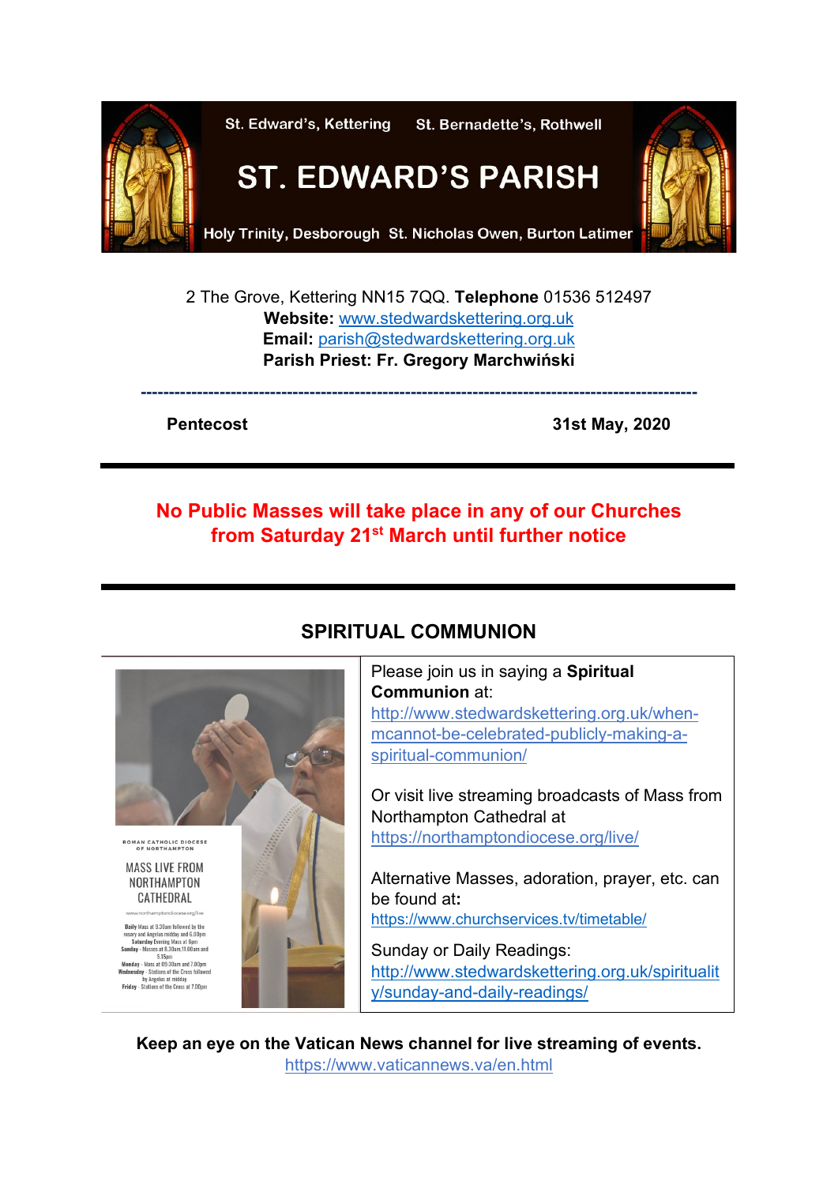St. Edward's, Kettering St. Bernadette's, Rothwell

# ST. EDWARD'S PARISH

Holy Trinity, Desborough St. Nicholas Owen, Burton Latimer

2 The Grove, Kettering NN15 7QQ. **Telephone** 01536 512497
**Website:** www.stedwardskettering.org.uk
**Email:** parish@stedwardskettering.org.uk
**Parish Priest: Fr. Gregory Marchwiński**

---

**Pentecost** **31st May, 2020**

---

**No Public Masses will take place in any of our Churches from Saturday 21st March until further notice**

---

## SPIRITUAL COMMUNION

ROMAN CATHOLIC DIOCESE OF NORTHAMPTON

MASS LIVE FROM NORTHAMPTON CATHEDRAL

www.northamptondiocese.org/live

**Daily** Mass at 9.30am followed by the rosary and Angelus midday and 6.00pm
**Saturday** Evening Mass at 6pm
**Sunday** - Masses at 8.30am, 11.00am and 5.15pm
**Monday** - Mass at 09:30am and 7.00pm
**Wednesday** - Stations of the Cross followed by Angelus at midday
**Friday** - Stations of the Cross at 7.00pm

Please join us in saying a **Spiritual Communion** at:
http://www.stedwardskettering.org.uk/when-mcannot-be-celebrated-publicly-making-a-spiritual-communion/

Or visit live streaming broadcasts of Mass from Northampton Cathedral at https://northamptondiocese.org/live/

Alternative Masses, adoration, prayer, etc. can be found at**:**
https://www.churchservices.tv/timetable/

Sunday or Daily Readings:
http://www.stedwardskettering.org.uk/spirituality/sunday-and-daily-readings/

**Keep an eye on the Vatican News channel for live streaming of events.**
https://www.vaticannews.va/en.html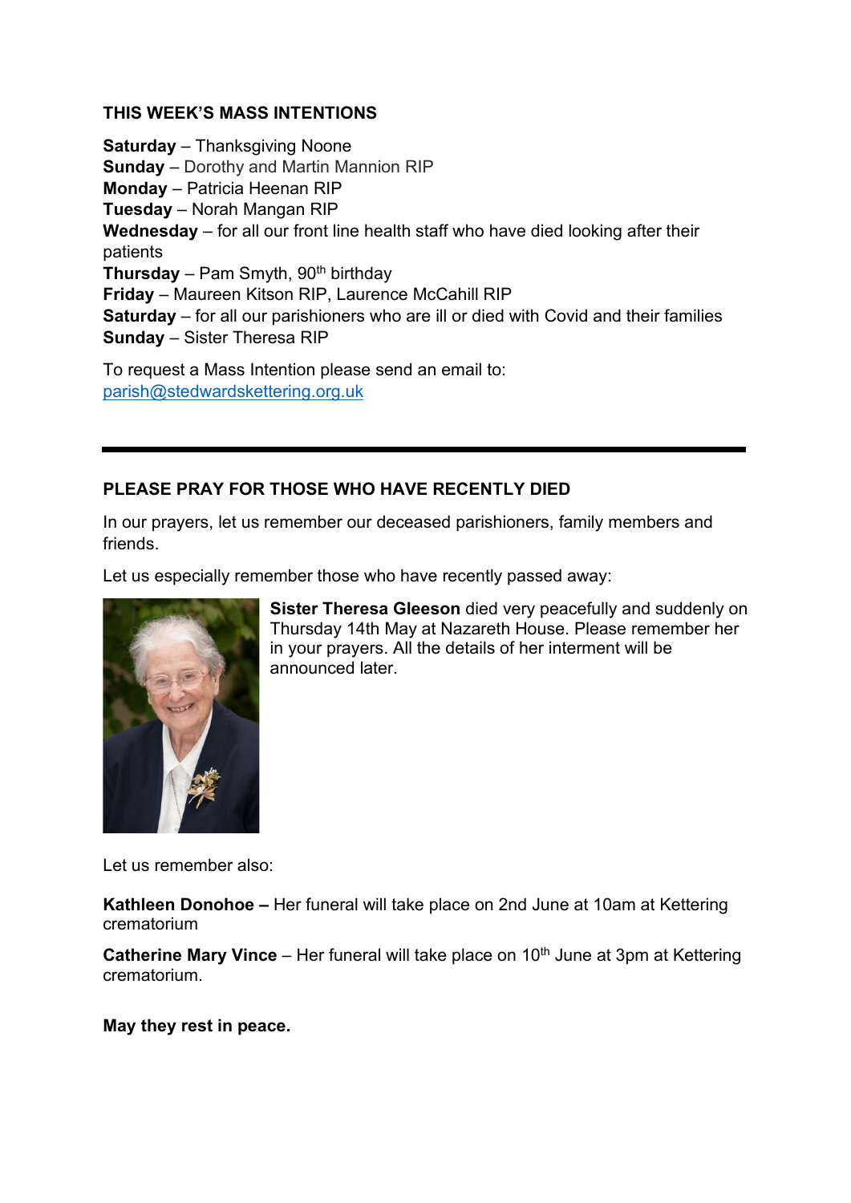## THIS WEEK'S MASS INTENTIONS

**Saturday** – Thanksgiving Noone
**Sunday** – Dorothy and Martin Mannion RIP
**Monday** – Patricia Heenan RIP
**Tuesday** – Norah Mangan RIP
**Wednesday** – for all our front line health staff who have died looking after their patients
**Thursday** – Pam Smyth, 90th birthday
**Friday** – Maureen Kitson RIP, Laurence McCahill RIP
**Saturday** – for all our parishioners who are ill or died with Covid and their families
**Sunday** – Sister Theresa RIP

To request a Mass Intention please send an email to:
parish@stedwardskettering.org.uk

---

## PLEASE PRAY FOR THOSE WHO HAVE RECENTLY DIED

In our prayers, let us remember our deceased parishioners, family members and friends.

Let us especially remember those who have recently passed away:

**Sister Theresa Gleeson** died very peacefully and suddenly on Thursday 14th May at Nazareth House. Please remember her in your prayers. All the details of her interment will be announced later.

Let us remember also:

**Kathleen Donohoe –** Her funeral will take place on 2nd June at 10am at Kettering crematorium

**Catherine Mary Vince** – Her funeral will take place on 10th June at 3pm at Kettering crematorium.

**May they rest in peace.**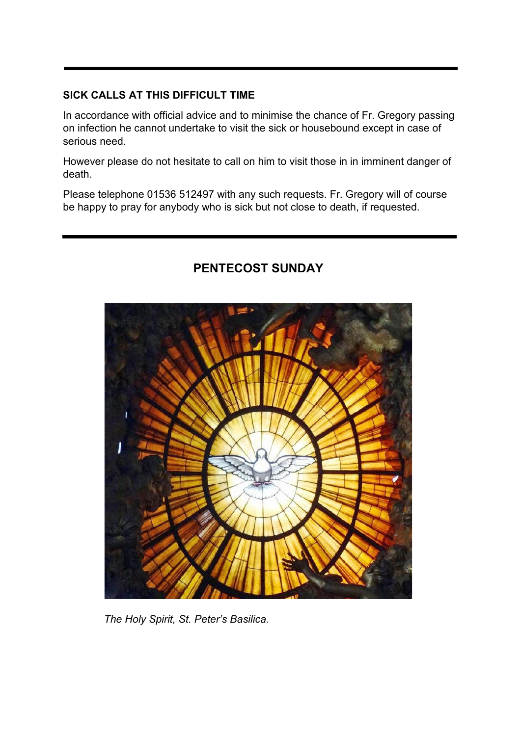## SICK CALLS AT THIS DIFFICULT TIME

In accordance with official advice and to minimise the chance of Fr. Gregory passing on infection he cannot undertake to visit the sick or housebound except in case of serious need.

However please do not hesitate to call on him to visit those in in imminent danger of death.

Please telephone 01536 512497 with any such requests. Fr. Gregory will of course be happy to pray for anybody who is sick but not close to death, if requested.

## PENTECOST SUNDAY

*The Holy Spirit, St. Peter's Basilica.*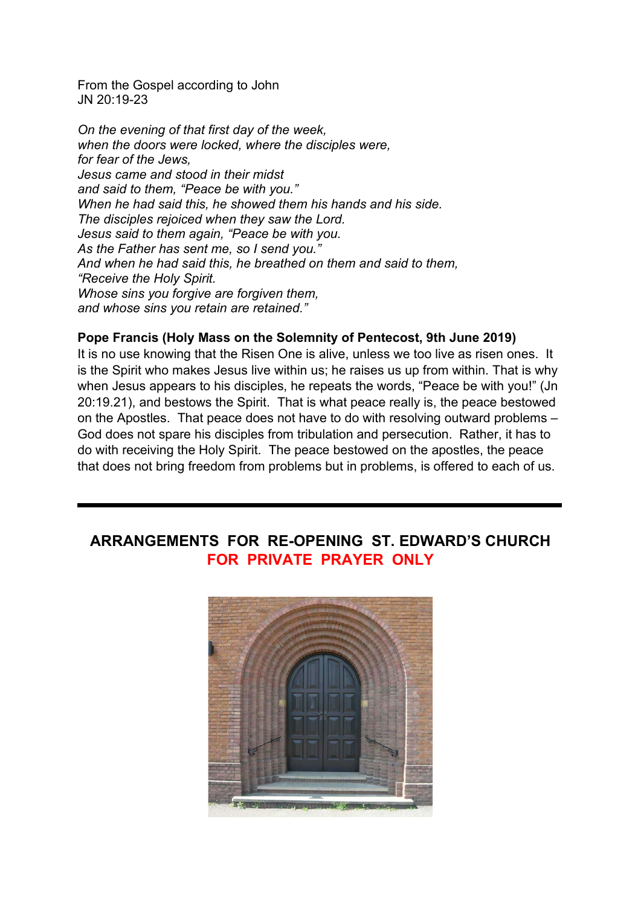From the Gospel according to John
JN 20:19-23

*On the evening of that first day of the week,*
*when the doors were locked, where the disciples were,*
*for fear of the Jews,*
*Jesus came and stood in their midst*
*and said to them, "Peace be with you."*
*When he had said this, he showed them his hands and his side.*
*The disciples rejoiced when they saw the Lord.*
*Jesus said to them again, "Peace be with you.*
*As the Father has sent me, so I send you."*
*And when he had said this, he breathed on them and said to them,*
*"Receive the Holy Spirit.*
*Whose sins you forgive are forgiven them,*
*and whose sins you retain are retained."*

**Pope Francis (Holy Mass on the Solemnity of Pentecost, 9th June 2019)**

It is no use knowing that the Risen One is alive, unless we too live as risen ones. It is the Spirit who makes Jesus live within us; he raises us up from within. That is why when Jesus appears to his disciples, he repeats the words, "Peace be with you!" (Jn 20:19.21), and bestows the Spirit. That is what peace really is, the peace bestowed on the Apostles. That peace does not have to do with resolving outward problems – God does not spare his disciples from tribulation and persecution. Rather, it has to do with receiving the Holy Spirit. The peace bestowed on the apostles, the peace that does not bring freedom from problems but in problems, is offered to each of us.

---

## ARRANGEMENTS FOR RE-OPENING ST. EDWARD'S CHURCH
## FOR PRIVATE PRAYER ONLY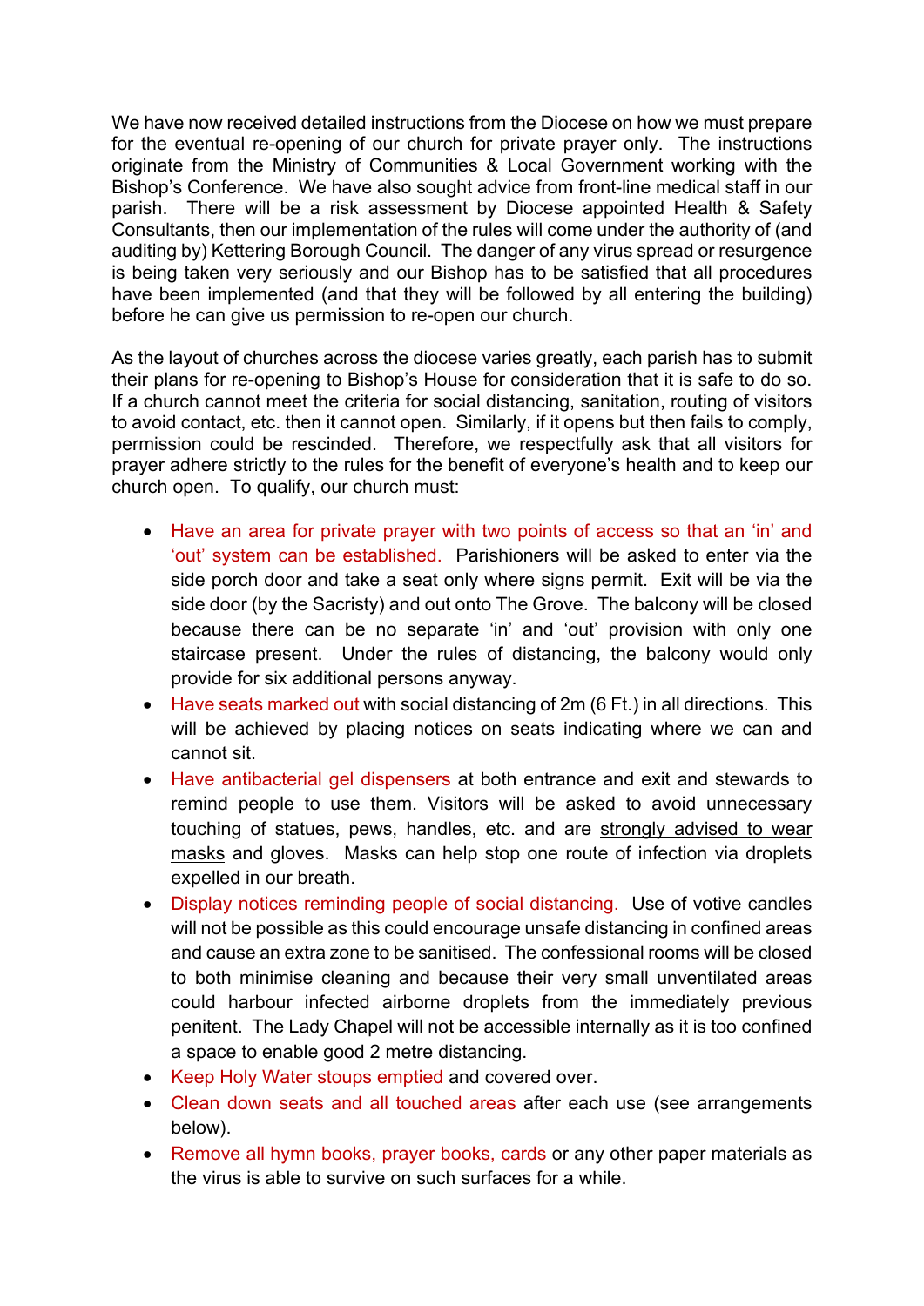We have now received detailed instructions from the Diocese on how we must prepare for the eventual re-opening of our church for private prayer only. The instructions originate from the Ministry of Communities & Local Government working with the Bishop's Conference. We have also sought advice from front-line medical staff in our parish. There will be a risk assessment by Diocese appointed Health & Safety Consultants, then our implementation of the rules will come under the authority of (and auditing by) Kettering Borough Council. The danger of any virus spread or resurgence is being taken very seriously and our Bishop has to be satisfied that all procedures have been implemented (and that they will be followed by all entering the building) before he can give us permission to re-open our church.

As the layout of churches across the diocese varies greatly, each parish has to submit their plans for re-opening to Bishop's House for consideration that it is safe to do so. If a church cannot meet the criteria for social distancing, sanitation, routing of visitors to avoid contact, etc. then it cannot open. Similarly, if it opens but then fails to comply, permission could be rescinded. Therefore, we respectfully ask that all visitors for prayer adhere strictly to the rules for the benefit of everyone's health and to keep our church open. To qualify, our church must:

- Have an area for private prayer with two points of access so that an 'in' and 'out' system can be established. Parishioners will be asked to enter via the side porch door and take a seat only where signs permit. Exit will be via the side door (by the Sacristy) and out onto The Grove. The balcony will be closed because there can be no separate 'in' and 'out' provision with only one staircase present. Under the rules of distancing, the balcony would only provide for six additional persons anyway.
- Have seats marked out with social distancing of 2m (6 Ft.) in all directions. This will be achieved by placing notices on seats indicating where we can and cannot sit.
- Have antibacterial gel dispensers at both entrance and exit and stewards to remind people to use them. Visitors will be asked to avoid unnecessary touching of statues, pews, handles, etc. and are <u>strongly advised to wear masks</u> and gloves. Masks can help stop one route of infection via droplets expelled in our breath.
- Display notices reminding people of social distancing. Use of votive candles will not be possible as this could encourage unsafe distancing in confined areas and cause an extra zone to be sanitised. The confessional rooms will be closed to both minimise cleaning and because their very small unventilated areas could harbour infected airborne droplets from the immediately previous penitent. The Lady Chapel will not be accessible internally as it is too confined a space to enable good 2 metre distancing.
- Keep Holy Water stoups emptied and covered over.
- Clean down seats and all touched areas after each use (see arrangements below).
- Remove all hymn books, prayer books, cards or any other paper materials as the virus is able to survive on such surfaces for a while.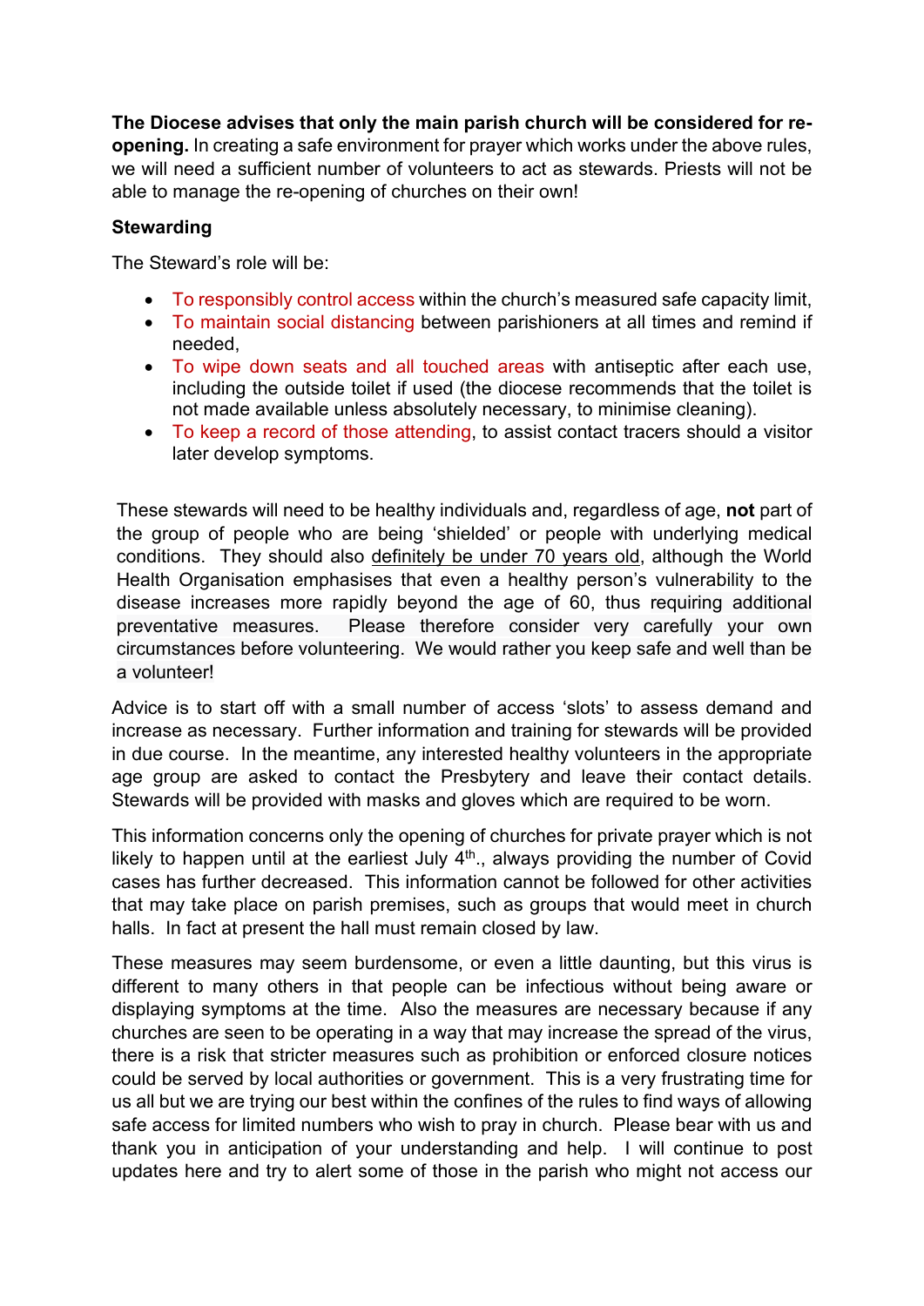**The Diocese advises that only the main parish church will be considered for re-opening.** In creating a safe environment for prayer which works under the above rules, we will need a sufficient number of volunteers to act as stewards. Priests will not be able to manage the re-opening of churches on their own!

**Stewarding**

The Steward's role will be:

- To responsibly control access within the church's measured safe capacity limit,
- To maintain social distancing between parishioners at all times and remind if needed,
- To wipe down seats and all touched areas with antiseptic after each use, including the outside toilet if used (the diocese recommends that the toilet is not made available unless absolutely necessary, to minimise cleaning).
- To keep a record of those attending, to assist contact tracers should a visitor later develop symptoms.

These stewards will need to be healthy individuals and, regardless of age, **not** part of the group of people who are being 'shielded' or people with underlying medical conditions. They should also definitely be under 70 years old, although the World Health Organisation emphasises that even a healthy person's vulnerability to the disease increases more rapidly beyond the age of 60, thus requiring additional preventative measures. Please therefore consider very carefully your own circumstances before volunteering. We would rather you keep safe and well than be a volunteer!

Advice is to start off with a small number of access 'slots' to assess demand and increase as necessary. Further information and training for stewards will be provided in due course. In the meantime, any interested healthy volunteers in the appropriate age group are asked to contact the Presbytery and leave their contact details. Stewards will be provided with masks and gloves which are required to be worn.

This information concerns only the opening of churches for private prayer which is not likely to happen until at the earliest July 4th., always providing the number of Covid cases has further decreased. This information cannot be followed for other activities that may take place on parish premises, such as groups that would meet in church halls. In fact at present the hall must remain closed by law.

These measures may seem burdensome, or even a little daunting, but this virus is different to many others in that people can be infectious without being aware or displaying symptoms at the time. Also the measures are necessary because if any churches are seen to be operating in a way that may increase the spread of the virus, there is a risk that stricter measures such as prohibition or enforced closure notices could be served by local authorities or government. This is a very frustrating time for us all but we are trying our best within the confines of the rules to find ways of allowing safe access for limited numbers who wish to pray in church. Please bear with us and thank you in anticipation of your understanding and help. I will continue to post updates here and try to alert some of those in the parish who might not access our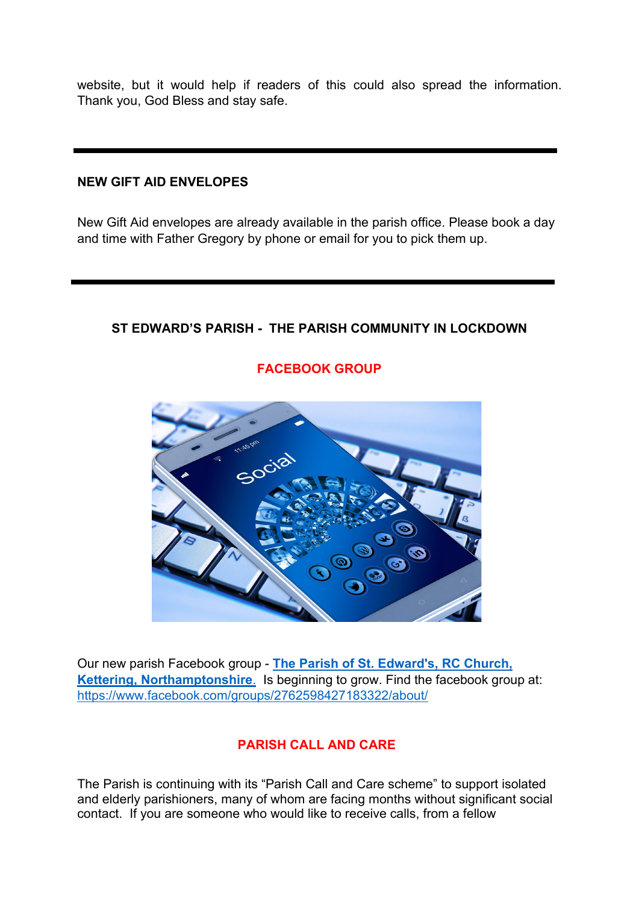website, but it would help if readers of this could also spread the information. Thank you, God Bless and stay safe.

---

**NEW GIFT AID ENVELOPES**

New Gift Aid envelopes are already available in the parish office. Please book a day and time with Father Gregory by phone or email for you to pick them up.

---

**ST EDWARD'S PARISH - THE PARISH COMMUNITY IN LOCKDOWN**

**FACEBOOK GROUP**

Our new parish Facebook group - **The Parish of St. Edward's, RC Church, Kettering, Northamptonshire.** Is beginning to grow. Find the facebook group at: https://www.facebook.com/groups/2762598427183322/about/

**PARISH CALL AND CARE**

The Parish is continuing with its "Parish Call and Care scheme" to support isolated and elderly parishioners, many of whom are facing months without significant social contact. If you are someone who would like to receive calls, from a fellow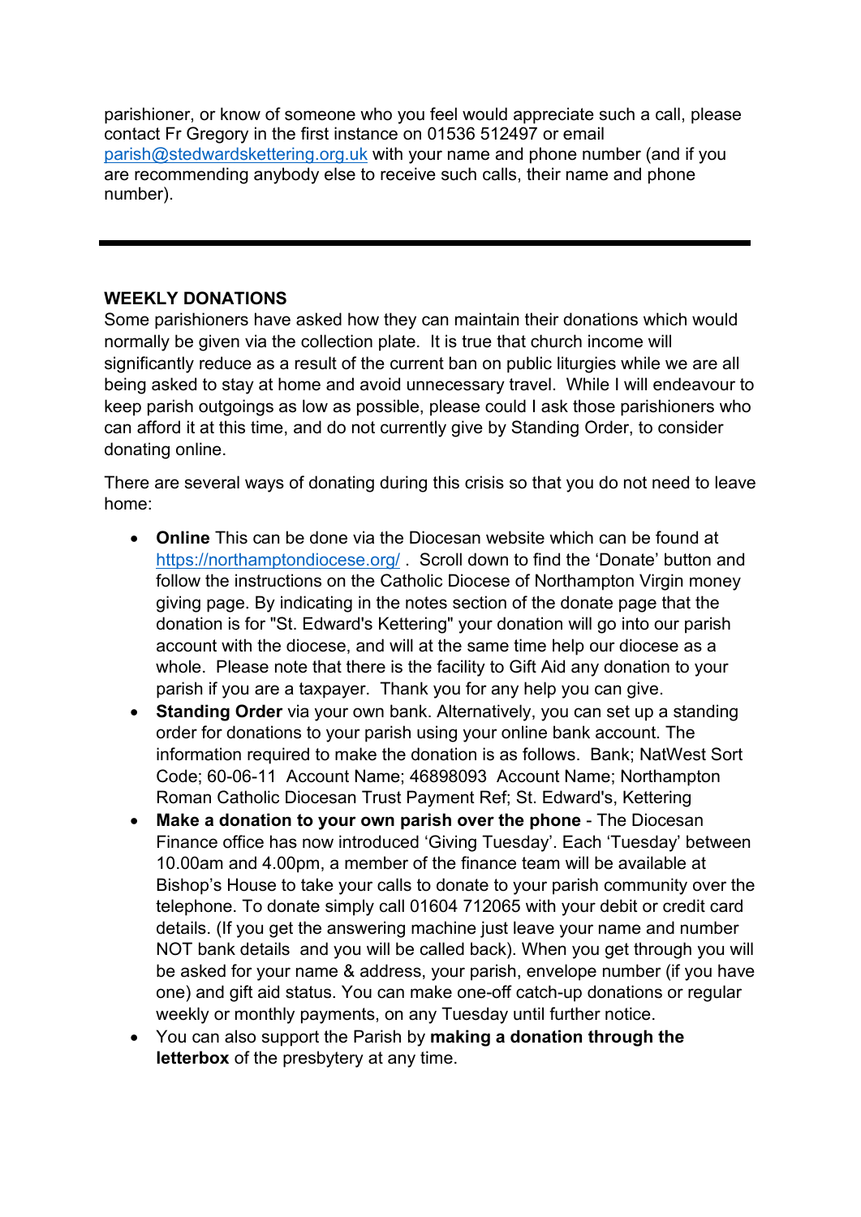parishioner, or know of someone who you feel would appreciate such a call, please contact Fr Gregory in the first instance on 01536 512497 or email parish@stedwardskettering.org.uk with your name and phone number (and if you are recommending anybody else to receive such calls, their name and phone number).

---

**WEEKLY DONATIONS**

Some parishioners have asked how they can maintain their donations which would normally be given via the collection plate. It is true that church income will significantly reduce as a result of the current ban on public liturgies while we are all being asked to stay at home and avoid unnecessary travel. While I will endeavour to keep parish outgoings as low as possible, please could I ask those parishioners who can afford it at this time, and do not currently give by Standing Order, to consider donating online.

There are several ways of donating during this crisis so that you do not need to leave home:

- **Online** This can be done via the Diocesan website which can be found at https://northamptondiocese.org/ . Scroll down to find the 'Donate' button and follow the instructions on the Catholic Diocese of Northampton Virgin money giving page. By indicating in the notes section of the donate page that the donation is for "St. Edward's Kettering" your donation will go into our parish account with the diocese, and will at the same time help our diocese as a whole. Please note that there is the facility to Gift Aid any donation to your parish if you are a taxpayer. Thank you for any help you can give.
- **Standing Order** via your own bank. Alternatively, you can set up a standing order for donations to your parish using your online bank account. The information required to make the donation is as follows. Bank; NatWest Sort Code; 60-06-11 Account Name; 46898093 Account Name; Northampton Roman Catholic Diocesan Trust Payment Ref; St. Edward's, Kettering
- **Make a donation to your own parish over the phone** - The Diocesan Finance office has now introduced 'Giving Tuesday'. Each 'Tuesday' between 10.00am and 4.00pm, a member of the finance team will be available at Bishop's House to take your calls to donate to your parish community over the telephone. To donate simply call 01604 712065 with your debit or credit card details. (If you get the answering machine just leave your name and number NOT bank details and you will be called back). When you get through you will be asked for your name & address, your parish, envelope number (if you have one) and gift aid status. You can make one-off catch-up donations or regular weekly or monthly payments, on any Tuesday until further notice.
- You can also support the Parish by **making a donation through the letterbox** of the presbytery at any time.